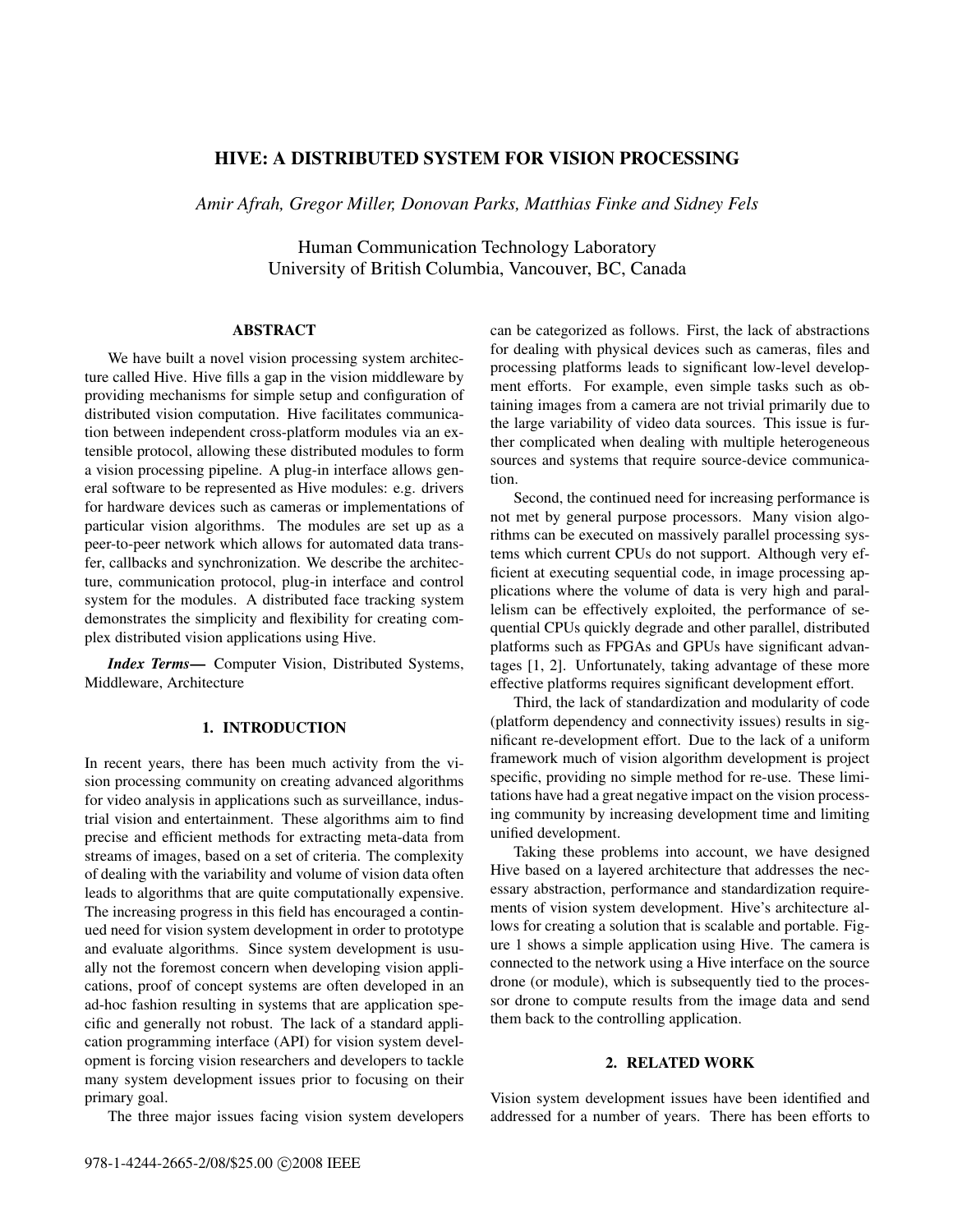# HIVE: A DISTRIBUTED SYSTEM FOR VISION PROCESSING

*Amir Afrah, Gregor Miller, Donovan Parks, Matthias Finke and Sidney Fels*

Human Communication Technology Laboratory
University of British Columbia, Vancouver, BC, Canada

## ABSTRACT

We have built a novel vision processing system architecture called Hive. Hive fills a gap in the vision middleware by providing mechanisms for simple setup and configuration of distributed vision computation. Hive facilitates communication between independent cross-platform modules via an extensible protocol, allowing these distributed modules to form a vision processing pipeline. A plug-in interface allows general software to be represented as Hive modules: e.g. drivers for hardware devices such as cameras or implementations of particular vision algorithms. The modules are set up as a peer-to-peer network which allows for automated data transfer, callbacks and synchronization. We describe the architecture, communication protocol, plug-in interface and control system for the modules. A distributed face tracking system demonstrates the simplicity and flexibility for creating complex distributed vision applications using Hive.

***Index Terms*—** Computer Vision, Distributed Systems, Middleware, Architecture

## 1. INTRODUCTION

In recent years, there has been much activity from the vision processing community on creating advanced algorithms for video analysis in applications such as surveillance, industrial vision and entertainment. These algorithms aim to find precise and efficient methods for extracting meta-data from streams of images, based on a set of criteria. The complexity of dealing with the variability and volume of vision data often leads to algorithms that are quite computationally expensive. The increasing progress in this field has encouraged a continued need for vision system development in order to prototype and evaluate algorithms. Since system development is usually not the foremost concern when developing vision applications, proof of concept systems are often developed in an ad-hoc fashion resulting in systems that are application specific and generally not robust. The lack of a standard application programming interface (API) for vision system development is forcing vision researchers and developers to tackle many system development issues prior to focusing on their primary goal.

The three major issues facing vision system developers can be categorized as follows. First, the lack of abstractions for dealing with physical devices such as cameras, files and processing platforms leads to significant low-level development efforts. For example, even simple tasks such as obtaining images from a camera are not trivial primarily due to the large variability of video data sources. This issue is further complicated when dealing with multiple heterogeneous sources and systems that require source-device communication.

Second, the continued need for increasing performance is not met by general purpose processors. Many vision algorithms can be executed on massively parallel processing systems which current CPUs do not support. Although very efficient at executing sequential code, in image processing applications where the volume of data is very high and parallelism can be effectively exploited, the performance of sequential CPUs quickly degrade and other parallel, distributed platforms such as FPGAs and GPUs have significant advantages [1, 2]. Unfortunately, taking advantage of these more effective platforms requires significant development effort.

Third, the lack of standardization and modularity of code (platform dependency and connectivity issues) results in significant re-development effort. Due to the lack of a uniform framework much of vision algorithm development is project specific, providing no simple method for re-use. These limitations have had a great negative impact on the vision processing community by increasing development time and limiting unified development.

Taking these problems into account, we have designed Hive based on a layered architecture that addresses the necessary abstraction, performance and standardization requirements of vision system development. Hive's architecture allows for creating a solution that is scalable and portable. Figure 1 shows a simple application using Hive. The camera is connected to the network using a Hive interface on the source drone (or module), which is subsequently tied to the processor drone to compute results from the image data and send them back to the controlling application.

## 2. RELATED WORK

Vision system development issues have been identified and addressed for a number of years. There has been efforts to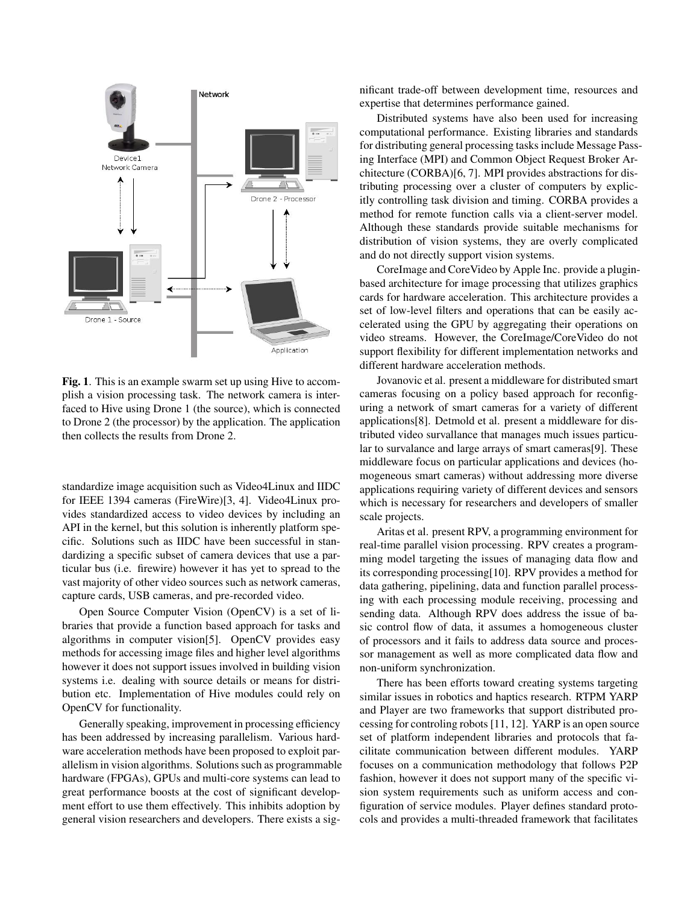**Fig. 1**. This is an example swarm set up using Hive to accomplish a vision processing task. The network camera is interfaced to Hive using Drone 1 (the source), which is connected to Drone 2 (the processor) by the application. The application then collects the results from Drone 2.

standardize image acquisition such as Video4Linux and IIDC for IEEE 1394 cameras (FireWire)[3, 4]. Video4Linux provides standardized access to video devices by including an API in the kernel, but this solution is inherently platform specific. Solutions such as IIDC have been successful in standardizing a specific subset of camera devices that use a particular bus (i.e. firewire) however it has yet to spread to the vast majority of other video sources such as network cameras, capture cards, USB cameras, and pre-recorded video.

Open Source Computer Vision (OpenCV) is a set of libraries that provide a function based approach for tasks and algorithms in computer vision[5]. OpenCV provides easy methods for accessing image files and higher level algorithms however it does not support issues involved in building vision systems i.e. dealing with source details or means for distribution etc. Implementation of Hive modules could rely on OpenCV for functionality.

Generally speaking, improvement in processing efficiency has been addressed by increasing parallelism. Various hardware acceleration methods have been proposed to exploit parallelism in vision algorithms. Solutions such as programmable hardware (FPGAs), GPUs and multi-core systems can lead to great performance boosts at the cost of significant development effort to use them effectively. This inhibits adoption by general vision researchers and developers. There exists a significant trade-off between development time, resources and expertise that determines performance gained.

Distributed systems have also been used for increasing computational performance. Existing libraries and standards for distributing general processing tasks include Message Passing Interface (MPI) and Common Object Request Broker Architecture (CORBA)[6, 7]. MPI provides abstractions for distributing processing over a cluster of computers by explicitly controlling task division and timing. CORBA provides a method for remote function calls via a client-server model. Although these standards provide suitable mechanisms for distribution of vision systems, they are overly complicated and do not directly support vision systems.

CoreImage and CoreVideo by Apple Inc. provide a plugin-based architecture for image processing that utilizes graphics cards for hardware acceleration. This architecture provides a set of low-level filters and operations that can be easily accelerated using the GPU by aggregating their operations on video streams. However, the CoreImage/CoreVideo do not support flexibility for different implementation networks and different hardware acceleration methods.

Jovanovic et al. present a middleware for distributed smart cameras focusing on a policy based approach for reconfiguring a network of smart cameras for a variety of different applications[8]. Detmold et al. present a middleware for distributed video survallance that manages much issues particular to survalance and large arrays of smart cameras[9]. These middleware focus on particular applications and devices (homogeneous smart cameras) without addressing more diverse applications requiring variety of different devices and sensors which is necessary for researchers and developers of smaller scale projects.

Aritas et al. present RPV, a programming environment for real-time parallel vision processing. RPV creates a programming model targeting the issues of managing data flow and its corresponding processing[10]. RPV provides a method for data gathering, pipelining, data and function parallel processing with each processing module receiving, processing and sending data. Although RPV does address the issue of basic control flow of data, it assumes a homogeneous cluster of processors and it fails to address data source and processor management as well as more complicated data flow and non-uniform synchronization.

There has been efforts toward creating systems targeting similar issues in robotics and haptics research. RTPM YARP and Player are two frameworks that support distributed processing for controling robots [11, 12]. YARP is an open source set of platform independent libraries and protocols that facilitate communication between different modules. YARP focuses on a communication methodology that follows P2P fashion, however it does not support many of the specific vision system requirements such as uniform access and configuration of service modules. Player defines standard protocols and provides a multi-threaded framework that facilitates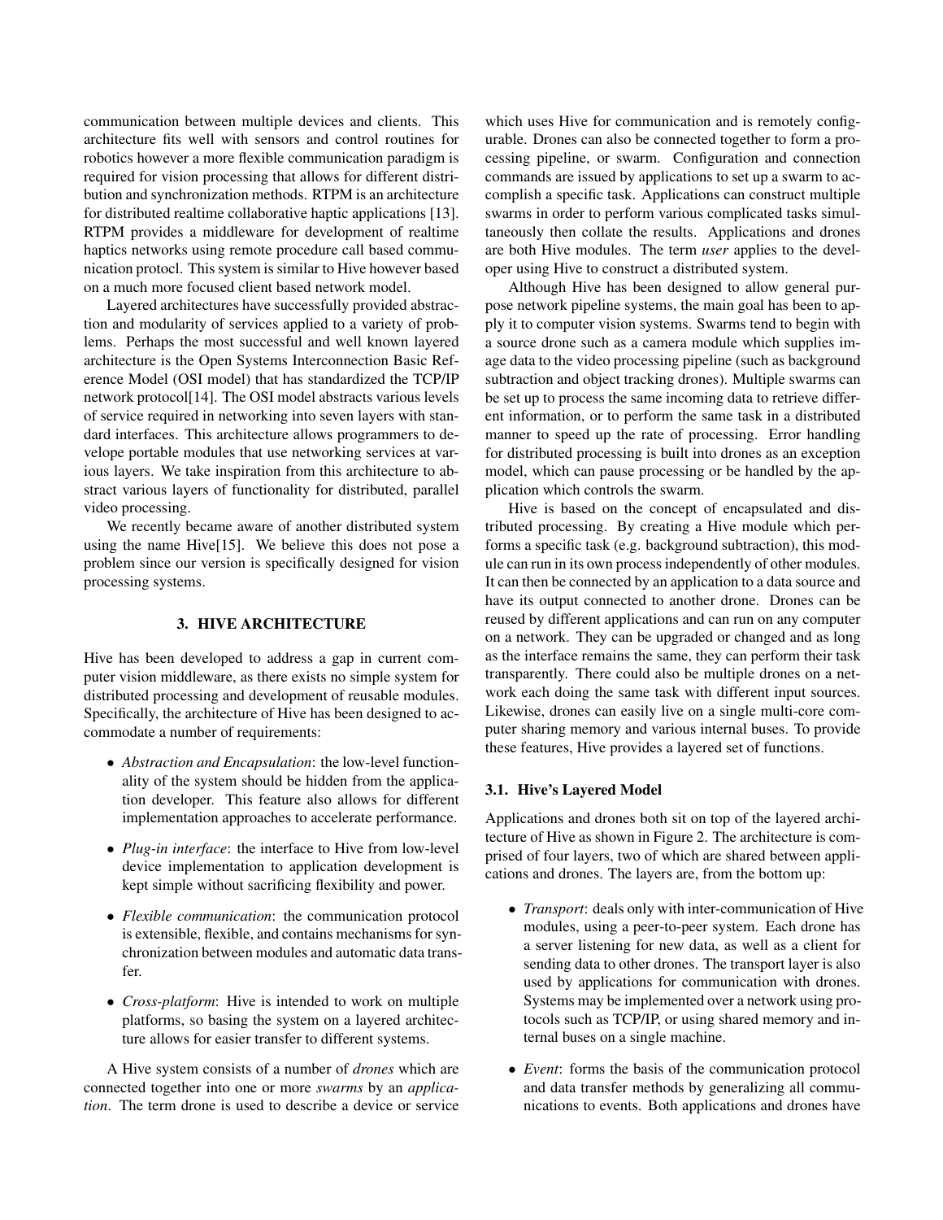communication between multiple devices and clients. This architecture fits well with sensors and control routines for robotics however a more flexible communication paradigm is required for vision processing that allows for different distribution and synchronization methods. RTPM is an architecture for distributed realtime collaborative haptic applications [13]. RTPM provides a middleware for development of realtime haptics networks using remote procedure call based communication protocl. This system is similar to Hive however based on a much more focused client based network model.

Layered architectures have successfully provided abstraction and modularity of services applied to a variety of problems. Perhaps the most successful and well known layered architecture is the Open Systems Interconnection Basic Reference Model (OSI model) that has standardized the TCP/IP network protocol[14]. The OSI model abstracts various levels of service required in networking into seven layers with standard interfaces. This architecture allows programmers to develope portable modules that use networking services at various layers. We take inspiration from this architecture to abstract various layers of functionality for distributed, parallel video processing.

We recently became aware of another distributed system using the name Hive[15]. We believe this does not pose a problem since our version is specifically designed for vision processing systems.

## 3. HIVE ARCHITECTURE

Hive has been developed to address a gap in current computer vision middleware, as there exists no simple system for distributed processing and development of reusable modules. Specifically, the architecture of Hive has been designed to accommodate a number of requirements:

- *Abstraction and Encapsulation*: the low-level functionality of the system should be hidden from the application developer. This feature also allows for different implementation approaches to accelerate performance.
- *Plug-in interface*: the interface to Hive from low-level device implementation to application development is kept simple without sacrificing flexibility and power.
- *Flexible communication*: the communication protocol is extensible, flexible, and contains mechanisms for synchronization between modules and automatic data transfer.
- *Cross-platform*: Hive is intended to work on multiple platforms, so basing the system on a layered architecture allows for easier transfer to different systems.

A Hive system consists of a number of *drones* which are connected together into one or more *swarms* by an *application*. The term drone is used to describe a device or service which uses Hive for communication and is remotely configurable. Drones can also be connected together to form a processing pipeline, or swarm. Configuration and connection commands are issued by applications to set up a swarm to accomplish a specific task. Applications can construct multiple swarms in order to perform various complicated tasks simultaneously then collate the results. Applications and drones are both Hive modules. The term *user* applies to the developer using Hive to construct a distributed system.

Although Hive has been designed to allow general purpose network pipeline systems, the main goal has been to apply it to computer vision systems. Swarms tend to begin with a source drone such as a camera module which supplies image data to the video processing pipeline (such as background subtraction and object tracking drones). Multiple swarms can be set up to process the same incoming data to retrieve different information, or to perform the same task in a distributed manner to speed up the rate of processing. Error handling for distributed processing is built into drones as an exception model, which can pause processing or be handled by the application which controls the swarm.

Hive is based on the concept of encapsulated and distributed processing. By creating a Hive module which performs a specific task (e.g. background subtraction), this module can run in its own process independently of other modules. It can then be connected by an application to a data source and have its output connected to another drone. Drones can be reused by different applications and can run on any computer on a network. They can be upgraded or changed and as long as the interface remains the same, they can perform their task transparently. There could also be multiple drones on a network each doing the same task with different input sources. Likewise, drones can easily live on a single multi-core computer sharing memory and various internal buses. To provide these features, Hive provides a layered set of functions.

### 3.1. Hive's Layered Model

Applications and drones both sit on top of the layered architecture of Hive as shown in Figure 2. The architecture is comprised of four layers, two of which are shared between applications and drones. The layers are, from the bottom up:

- *Transport*: deals only with inter-communication of Hive modules, using a peer-to-peer system. Each drone has a server listening for new data, as well as a client for sending data to other drones. The transport layer is also used by applications for communication with drones. Systems may be implemented over a network using protocols such as TCP/IP, or using shared memory and internal buses on a single machine.
- *Event*: forms the basis of the communication protocol and data transfer methods by generalizing all communications to events. Both applications and drones have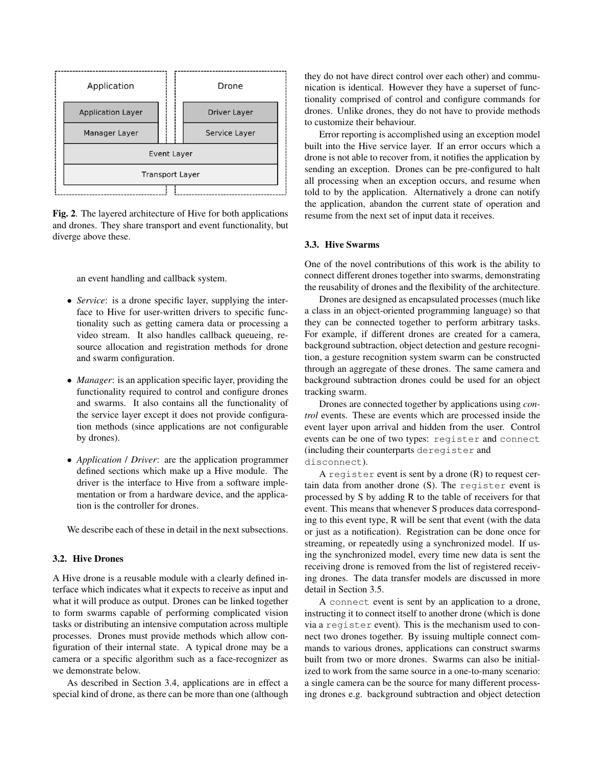Fig. 2. The layered architecture of Hive for both applications and drones. They share transport and event functionality, but diverge above these.

an event handling and callback system.

- *Service*: is a drone specific layer, supplying the interface to Hive for user-written drivers to specific functionality such as getting camera data or processing a video stream. It also handles callback queueing, resource allocation and registration methods for drone and swarm configuration.
- *Manager*: is an application specific layer, providing the functionality required to control and configure drones and swarms. It also contains all the functionality of the service layer except it does not provide configuration methods (since applications are not configurable by drones).
- *Application* / *Driver*: are the application programmer defined sections which make up a Hive module. The driver is the interface to Hive from a software implementation or from a hardware device, and the application is the controller for drones.

We describe each of these in detail in the next subsections.

### 3.2. Hive Drones

A Hive drone is a reusable module with a clearly defined interface which indicates what it expects to receive as input and what it will produce as output. Drones can be linked together to form swarms capable of performing complicated vision tasks or distributing an intensive computation across multiple processes. Drones must provide methods which allow configuration of their internal state. A typical drone may be a camera or a specific algorithm such as a face-recognizer as we demonstrate below.

As described in Section 3.4, applications are in effect a special kind of drone, as there can be more than one (although they do not have direct control over each other) and communication is identical. However they have a superset of functionality comprised of control and configure commands for drones. Unlike drones, they do not have to provide methods to customize their behaviour.

Error reporting is accomplished using an exception model built into the Hive service layer. If an error occurs which a drone is not able to recover from, it notifies the application by sending an exception. Drones can be pre-configured to halt all processing when an exception occurs, and resume when told to by the application. Alternatively a drone can notify the application, abandon the current state of operation and resume from the next set of input data it receives.

### 3.3. Hive Swarms

One of the novel contributions of this work is the ability to connect different drones together into swarms, demonstrating the reusability of drones and the flexibility of the architecture.

Drones are designed as encapsulated processes (much like a class in an object-oriented programming language) so that they can be connected together to perform arbitrary tasks. For example, if different drones are created for a camera, background subtraction, object detection and gesture recognition, a gesture recognition system swarm can be constructed through an aggregate of these drones. The same camera and background subtraction drones could be used for an object tracking swarm.

Drones are connected together by applications using *control* events. These are events which are processed inside the event layer upon arrival and hidden from the user. Control events can be one of two types: `register` and `connect` (including their counterparts `deregister` and `disconnect`).

A `register` event is sent by a drone (R) to request certain data from another drone (S). The `register` event is processed by S by adding R to the table of receivers for that event. This means that whenever S produces data corresponding to this event type, R will be sent that event (with the data or just as a notification). Registration can be done once for streaming, or repeatedly using a synchronized model. If using the synchronized model, every time new data is sent the receiving drone is removed from the list of registered receiving drones. The data transfer models are discussed in more detail in Section 3.5.

A `connect` event is sent by an application to a drone, instructing it to connect itself to another drone (which is done via a `register` event). This is the mechanism used to connect two drones together. By issuing multiple connect commands to various drones, applications can construct swarms built from two or more drones. Swarms can also be initialized to work from the same source in a one-to-many scenario: a single camera can be the source for many different processing drones e.g. background subtraction and object detection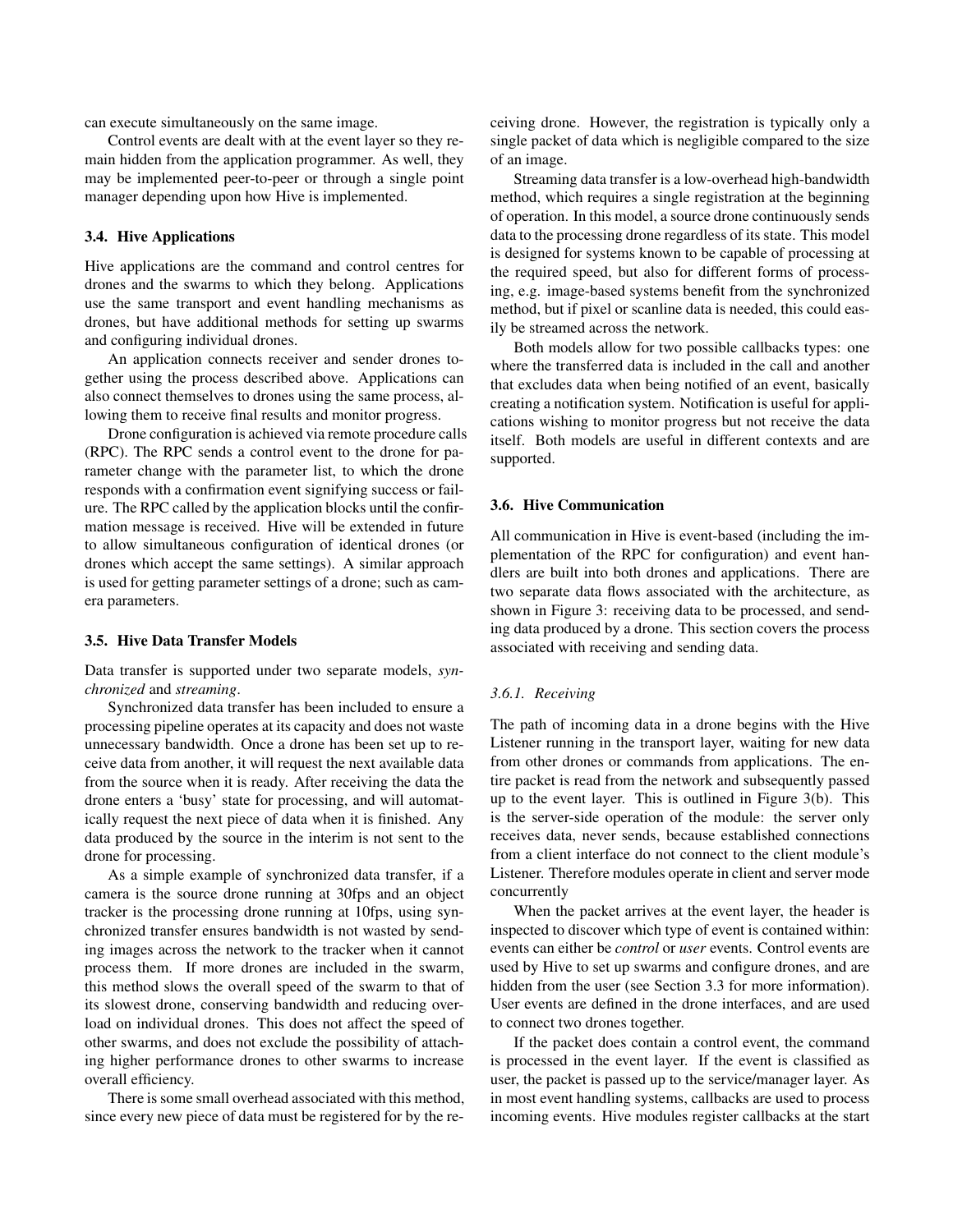can execute simultaneously on the same image.

Control events are dealt with at the event layer so they remain hidden from the application programmer. As well, they may be implemented peer-to-peer or through a single point manager depending upon how Hive is implemented.

### 3.4. Hive Applications

Hive applications are the command and control centres for drones and the swarms to which they belong. Applications use the same transport and event handling mechanisms as drones, but have additional methods for setting up swarms and configuring individual drones.

An application connects receiver and sender drones together using the process described above. Applications can also connect themselves to drones using the same process, allowing them to receive final results and monitor progress.

Drone configuration is achieved via remote procedure calls (RPC). The RPC sends a control event to the drone for parameter change with the parameter list, to which the drone responds with a confirmation event signifying success or failure. The RPC called by the application blocks until the confirmation message is received. Hive will be extended in future to allow simultaneous configuration of identical drones (or drones which accept the same settings). A similar approach is used for getting parameter settings of a drone; such as camera parameters.

### 3.5. Hive Data Transfer Models

Data transfer is supported under two separate models, *synchronized* and *streaming*.

Synchronized data transfer has been included to ensure a processing pipeline operates at its capacity and does not waste unnecessary bandwidth. Once a drone has been set up to receive data from another, it will request the next available data from the source when it is ready. After receiving the data the drone enters a 'busy' state for processing, and will automatically request the next piece of data when it is finished. Any data produced by the source in the interim is not sent to the drone for processing.

As a simple example of synchronized data transfer, if a camera is the source drone running at 30fps and an object tracker is the processing drone running at 10fps, using synchronized transfer ensures bandwidth is not wasted by sending images across the network to the tracker when it cannot process them. If more drones are included in the swarm, this method slows the overall speed of the swarm to that of its slowest drone, conserving bandwidth and reducing overload on individual drones. This does not affect the speed of other swarms, and does not exclude the possibility of attaching higher performance drones to other swarms to increase overall efficiency.

There is some small overhead associated with this method, since every new piece of data must be registered for by the receiving drone. However, the registration is typically only a single packet of data which is negligible compared to the size of an image.

Streaming data transfer is a low-overhead high-bandwidth method, which requires a single registration at the beginning of operation. In this model, a source drone continuously sends data to the processing drone regardless of its state. This model is designed for systems known to be capable of processing at the required speed, but also for different forms of processing, e.g. image-based systems benefit from the synchronized method, but if pixel or scanline data is needed, this could easily be streamed across the network.

Both models allow for two possible callbacks types: one where the transferred data is included in the call and another that excludes data when being notified of an event, basically creating a notification system. Notification is useful for applications wishing to monitor progress but not receive the data itself. Both models are useful in different contexts and are supported.

### 3.6. Hive Communication

All communication in Hive is event-based (including the implementation of the RPC for configuration) and event handlers are built into both drones and applications. There are two separate data flows associated with the architecture, as shown in Figure 3: receiving data to be processed, and sending data produced by a drone. This section covers the process associated with receiving and sending data.

#### *3.6.1. Receiving*

The path of incoming data in a drone begins with the Hive Listener running in the transport layer, waiting for new data from other drones or commands from applications. The entire packet is read from the network and subsequently passed up to the event layer. This is outlined in Figure 3(b). This is the server-side operation of the module: the server only receives data, never sends, because established connections from a client interface do not connect to the client module's Listener. Therefore modules operate in client and server mode concurrently

When the packet arrives at the event layer, the header is inspected to discover which type of event is contained within: events can either be *control* or *user* events. Control events are used by Hive to set up swarms and configure drones, and are hidden from the user (see Section 3.3 for more information). User events are defined in the drone interfaces, and are used to connect two drones together.

If the packet does contain a control event, the command is processed in the event layer. If the event is classified as user, the packet is passed up to the service/manager layer. As in most event handling systems, callbacks are used to process incoming events. Hive modules register callbacks at the start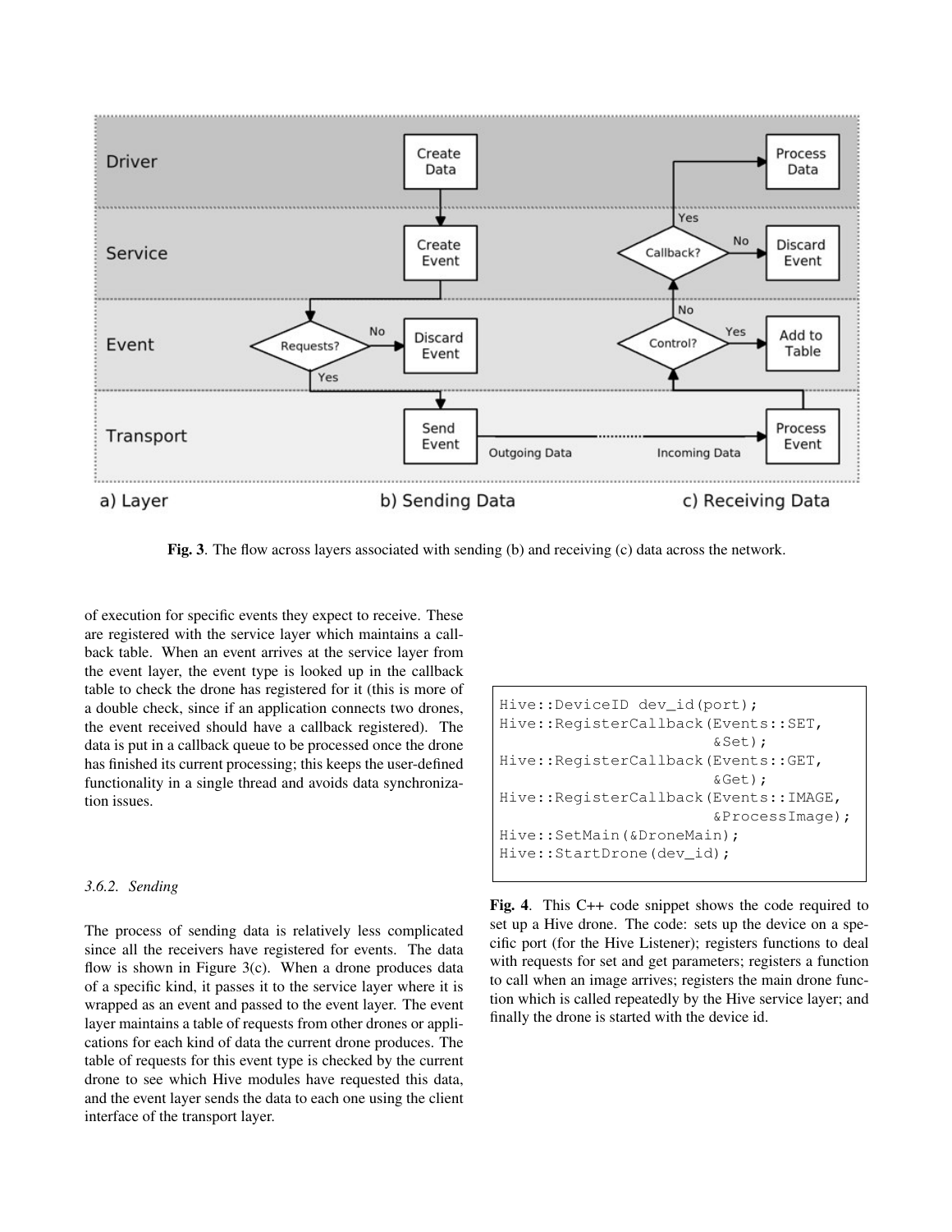Driver

Service

Event

Transport

Create Data

Create Event

Requests?

No

Discard Event

Yes

Send Event

Outgoing Data

Incoming Data

Process Event

Control?

Yes

Add to Table

No

Callback?

No

Discard Event

Yes

Process Data

a) Layer

b) Sending Data

c) Receiving Data

**Fig. 3**. The flow across layers associated with sending (b) and receiving (c) data across the network.

of execution for specific events they expect to receive. These are registered with the service layer which maintains a callback table. When an event arrives at the service layer from the event layer, the event type is looked up in the callback table to check the drone has registered for it (this is more of a double check, since if an application connects two drones, the event received should have a callback registered). The data is put in a callback queue to be processed once the drone has finished its current processing; this keeps the user-defined functionality in a single thread and avoids data synchronization issues.

#### 3.6.2. Sending

The process of sending data is relatively less complicated since all the receivers have registered for events. The data flow is shown in Figure 3(c). When a drone produces data of a specific kind, it passes it to the service layer where it is wrapped as an event and passed to the event layer. The event layer maintains a table of requests from other drones or applications for each kind of data the current drone produces. The table of requests for this event type is checked by the current drone to see which Hive modules have requested this data, and the event layer sends the data to each one using the client interface of the transport layer.

```
Hive::DeviceID dev_id(port);
Hive::RegisterCallback(Events::SET,
                       &Set);
Hive::RegisterCallback(Events::GET,
                       &Get);
Hive::RegisterCallback(Events::IMAGE,
                       &ProcessImage);
Hive::SetMain(&DroneMain);
Hive::StartDrone(dev_id);
```

**Fig. 4**. This C++ code snippet shows the code required to set up a Hive drone. The code: sets up the device on a specific port (for the Hive Listener); registers functions to deal with requests for set and get parameters; registers a function to call when an image arrives; registers the main drone function which is called repeatedly by the Hive service layer; and finally the drone is started with the device id.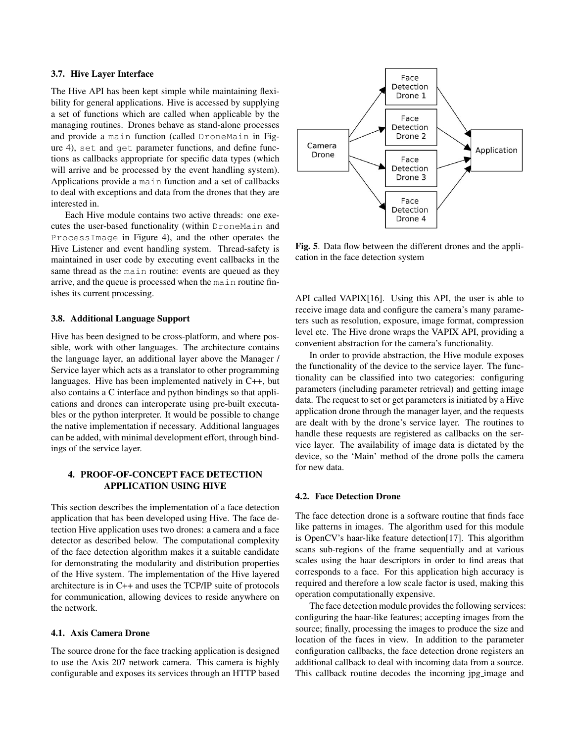### 3.7. Hive Layer Interface

The Hive API has been kept simple while maintaining flexibility for general applications. Hive is accessed by supplying a set of functions which are called when applicable by the managing routines. Drones behave as stand-alone processes and provide a `main` function (called `DroneMain` in Figure 4), `set` and `get` parameter functions, and define functions as callbacks appropriate for specific data types (which will arrive and be processed by the event handling system). Applications provide a `main` function and a set of callbacks to deal with exceptions and data from the drones that they are interested in.

Each Hive module contains two active threads: one executes the user-based functionality (within `DroneMain` and `ProcessImage` in Figure 4), and the other operates the Hive Listener and event handling system. Thread-safety is maintained in user code by executing event callbacks in the same thread as the `main` routine: events are queued as they arrive, and the queue is processed when the `main` routine finishes its current processing.

### 3.8. Additional Language Support

Hive has been designed to be cross-platform, and where possible, work with other languages. The architecture contains the language layer, an additional layer above the Manager / Service layer which acts as a translator to other programming languages. Hive has been implemented natively in C++, but also contains a C interface and python bindings so that applications and drones can interoperate using pre-built executables or the python interpreter. It would be possible to change the native implementation if necessary. Additional languages can be added, with minimal development effort, through bindings of the service layer.

## 4. PROOF-OF-CONCEPT FACE DETECTION APPLICATION USING HIVE

This section describes the implementation of a face detection application that has been developed using Hive. The face detection Hive application uses two drones: a camera and a face detector as described below. The computational complexity of the face detection algorithm makes it a suitable candidate for demonstrating the modularity and distribution properties of the Hive system. The implementation of the Hive layered architecture is in C++ and uses the TCP/IP suite of protocols for communication, allowing devices to reside anywhere on the network.

### 4.1. Axis Camera Drone

The source drone for the face tracking application is designed to use the Axis 207 network camera. This camera is highly configurable and exposes its services through an HTTP based API called VAPIX[16]. Using this API, the user is able to receive image data and configure the camera's many parameters such as resolution, exposure, image format, compression level etc. The Hive drone wraps the VAPIX API, providing a convenient abstraction for the camera's functionality.

Camera Drone
Face Detection Drone 1
Face Detection Drone 2
Face Detection Drone 3
Face Detection Drone 4
Application

**Fig. 5**. Data flow between the different drones and the application in the face detection system

In order to provide abstraction, the Hive module exposes the functionality of the device to the service layer. The functionality can be classified into two categories: configuring parameters (including parameter retrieval) and getting image data. The request to set or get parameters is initiated by a Hive application drone through the manager layer, and the requests are dealt with by the drone's service layer. The routines to handle these requests are registered as callbacks on the service layer. The availability of image data is dictated by the device, so the 'Main' method of the drone polls the camera for new data.

### 4.2. Face Detection Drone

The face detection drone is a software routine that finds face like patterns in images. The algorithm used for this module is OpenCV's haar-like feature detection[17]. This algorithm scans sub-regions of the frame sequentially and at various scales using the haar descriptors in order to find areas that corresponds to a face. For this application high accuracy is required and therefore a low scale factor is used, making this operation computationally expensive.

The face detection module provides the following services: configuring the haar-like features; accepting images from the source; finally, processing the images to produce the size and location of the faces in view. In addition to the parameter configuration callbacks, the face detection drone registers an additional callback to deal with incoming data from a source. This callback routine decodes the incoming jpg_image and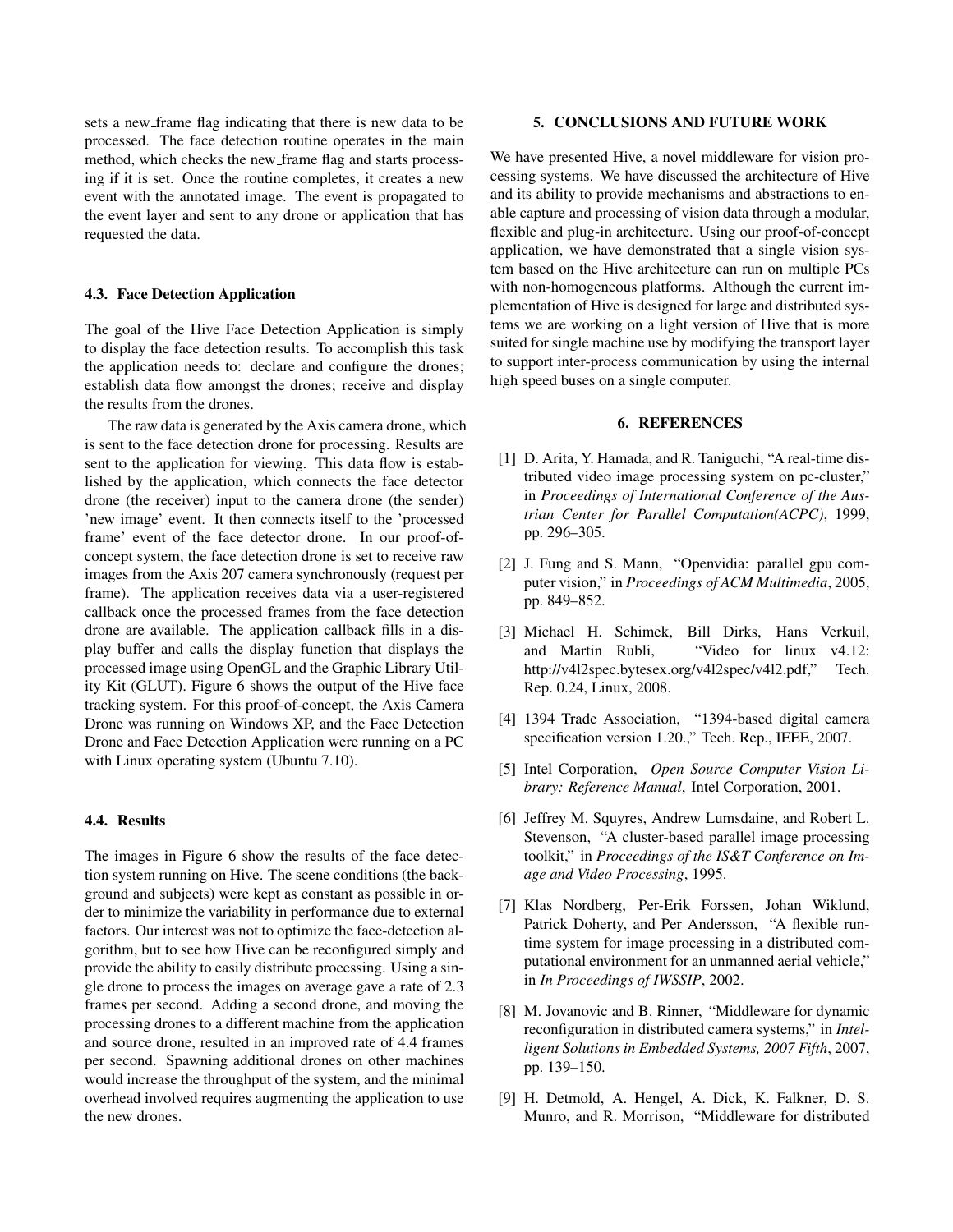sets a new_frame flag indicating that there is new data to be processed. The face detection routine operates in the main method, which checks the new_frame flag and starts processing if it is set. Once the routine completes, it creates a new event with the annotated image. The event is propagated to the event layer and sent to any drone or application that has requested the data.

### 4.3. Face Detection Application

The goal of the Hive Face Detection Application is simply to display the face detection results. To accomplish this task the application needs to: declare and configure the drones; establish data flow amongst the drones; receive and display the results from the drones.

The raw data is generated by the Axis camera drone, which is sent to the face detection drone for processing. Results are sent to the application for viewing. This data flow is established by the application, which connects the face detector drone (the receiver) input to the camera drone (the sender) 'new image' event. It then connects itself to the 'processed frame' event of the face detector drone. In our proof-of-concept system, the face detection drone is set to receive raw images from the Axis 207 camera synchronously (request per frame). The application receives data via a user-registered callback once the processed frames from the face detection drone are available. The application callback fills in a display buffer and calls the display function that displays the processed image using OpenGL and the Graphic Library Utility Kit (GLUT). Figure 6 shows the output of the Hive face tracking system. For this proof-of-concept, the Axis Camera Drone was running on Windows XP, and the Face Detection Drone and Face Detection Application were running on a PC with Linux operating system (Ubuntu 7.10).

### 4.4. Results

The images in Figure 6 show the results of the face detection system running on Hive. The scene conditions (the background and subjects) were kept as constant as possible in order to minimize the variability in performance due to external factors. Our interest was not to optimize the face-detection algorithm, but to see how Hive can be reconfigured simply and provide the ability to easily distribute processing. Using a single drone to process the images on average gave a rate of 2.3 frames per second. Adding a second drone, and moving the processing drones to a different machine from the application and source drone, resulted in an improved rate of 4.4 frames per second. Spawning additional drones on other machines would increase the throughput of the system, and the minimal overhead involved requires augmenting the application to use the new drones.

## 5. CONCLUSIONS AND FUTURE WORK

We have presented Hive, a novel middleware for vision processing systems. We have discussed the architecture of Hive and its ability to provide mechanisms and abstractions to enable capture and processing of vision data through a modular, flexible and plug-in architecture. Using our proof-of-concept application, we have demonstrated that a single vision system based on the Hive architecture can run on multiple PCs with non-homogeneous platforms. Although the current implementation of Hive is designed for large and distributed systems we are working on a light version of Hive that is more suited for single machine use by modifying the transport layer to support inter-process communication by using the internal high speed buses on a single computer.

## 6. REFERENCES

[1] D. Arita, Y. Hamada, and R. Taniguchi, "A real-time distributed video image processing system on pc-cluster," in *Proceedings of International Conference of the Austrian Center for Parallel Computation(ACPC)*, 1999, pp. 296–305.

[2] J. Fung and S. Mann, "Openvidia: parallel gpu computer vision," in *Proceedings of ACM Multimedia*, 2005, pp. 849–852.

[3] Michael H. Schimek, Bill Dirks, Hans Verkuil, and Martin Rubli, "Video for linux v4.12: http://v4l2spec.bytesex.org/v4l2spec/v4l2.pdf," Tech. Rep. 0.24, Linux, 2008.

[4] 1394 Trade Association, "1394-based digital camera specification version 1.20.," Tech. Rep., IEEE, 2007.

[5] Intel Corporation, *Open Source Computer Vision Library: Reference Manual*, Intel Corporation, 2001.

[6] Jeffrey M. Squyres, Andrew Lumsdaine, and Robert L. Stevenson, "A cluster-based parallel image processing toolkit," in *Proceedings of the IS&T Conference on Image and Video Processing*, 1995.

[7] Klas Nordberg, Per-Erik Forssen, Johan Wiklund, Patrick Doherty, and Per Andersson, "A flexible runtime system for image processing in a distributed computational environment for an unmanned aerial vehicle," in *In Proceedings of IWSSIP*, 2002.

[8] M. Jovanovic and B. Rinner, "Middleware for dynamic reconfiguration in distributed camera systems," in *Intelligent Solutions in Embedded Systems, 2007 Fifth*, 2007, pp. 139–150.

[9] H. Detmold, A. Hengel, A. Dick, K. Falkner, D. S. Munro, and R. Morrison, "Middleware for distributed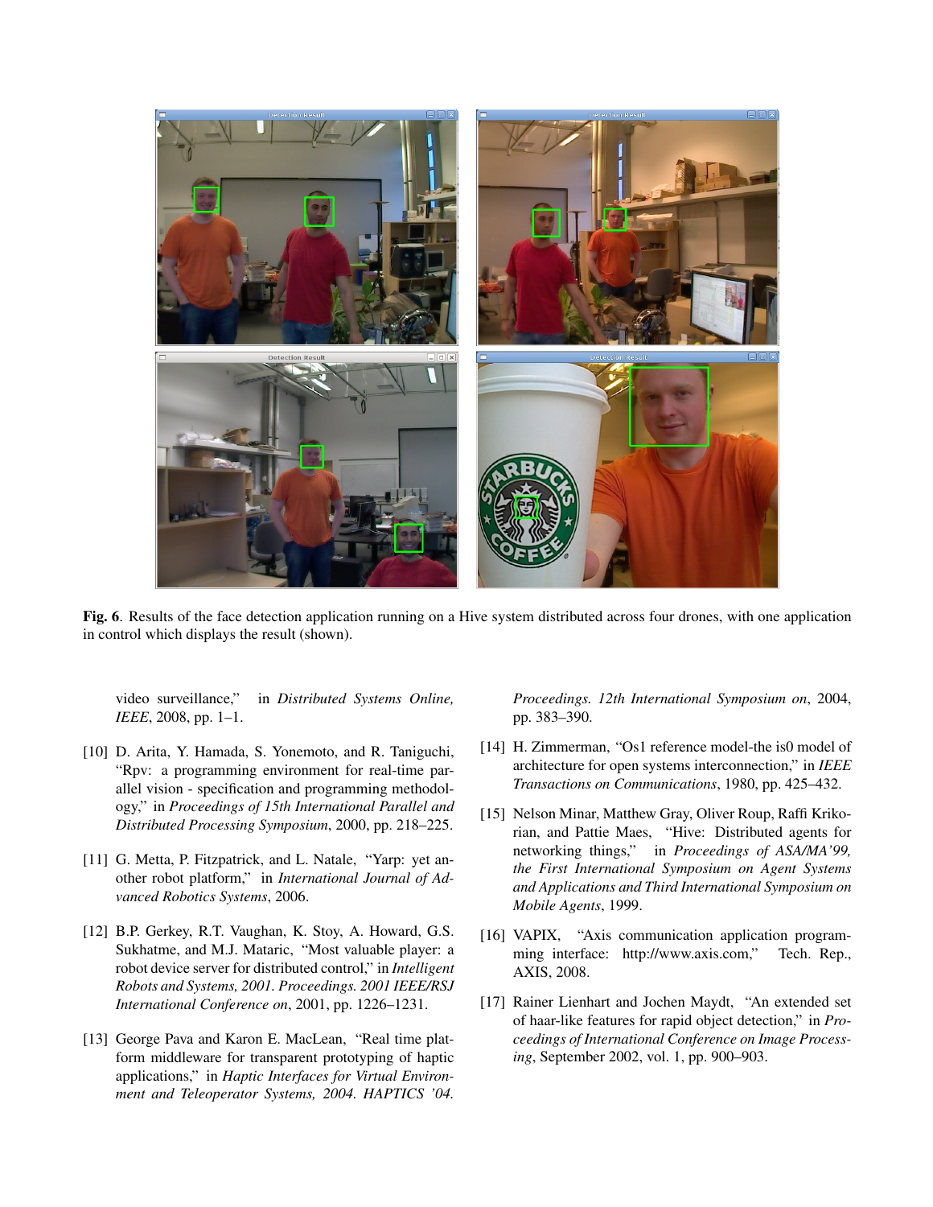**Fig. 6**. Results of the face detection application running on a Hive system distributed across four drones, with one application in control which displays the result (shown).

video surveillance," in *Distributed Systems Online, IEEE*, 2008, pp. 1–1.

[10] D. Arita, Y. Hamada, S. Yonemoto, and R. Taniguchi, "Rpv: a programming environment for real-time parallel vision - specification and programming methodology," in *Proceedings of 15th International Parallel and Distributed Processing Symposium*, 2000, pp. 218–225.

[11] G. Metta, P. Fitzpatrick, and L. Natale, "Yarp: yet another robot platform," in *International Journal of Advanced Robotics Systems*, 2006.

[12] B.P. Gerkey, R.T. Vaughan, K. Stoy, A. Howard, G.S. Sukhatme, and M.J. Mataric, "Most valuable player: a robot device server for distributed control," in *Intelligent Robots and Systems, 2001. Proceedings. 2001 IEEE/RSJ International Conference on*, 2001, pp. 1226–1231.

[13] George Pava and Karon E. MacLean, "Real time platform middleware for transparent prototyping of haptic applications," in *Haptic Interfaces for Virtual Environment and Teleoperator Systems, 2004. HAPTICS '04. Proceedings. 12th International Symposium on*, 2004, pp. 383–390.

[14] H. Zimmerman, "Os1 reference model-the is0 model of architecture for open systems interconnection," in *IEEE Transactions on Communications*, 1980, pp. 425–432.

[15] Nelson Minar, Matthew Gray, Oliver Roup, Raffi Krikorian, and Pattie Maes, "Hive: Distributed agents for networking things," in *Proceedings of ASA/MA'99, the First International Symposium on Agent Systems and Applications and Third International Symposium on Mobile Agents*, 1999.

[16] VAPIX, "Axis communication application programming interface: http://www.axis.com," Tech. Rep., AXIS, 2008.

[17] Rainer Lienhart and Jochen Maydt, "An extended set of haar-like features for rapid object detection," in *Proceedings of International Conference on Image Processing*, September 2002, vol. 1, pp. 900–903.